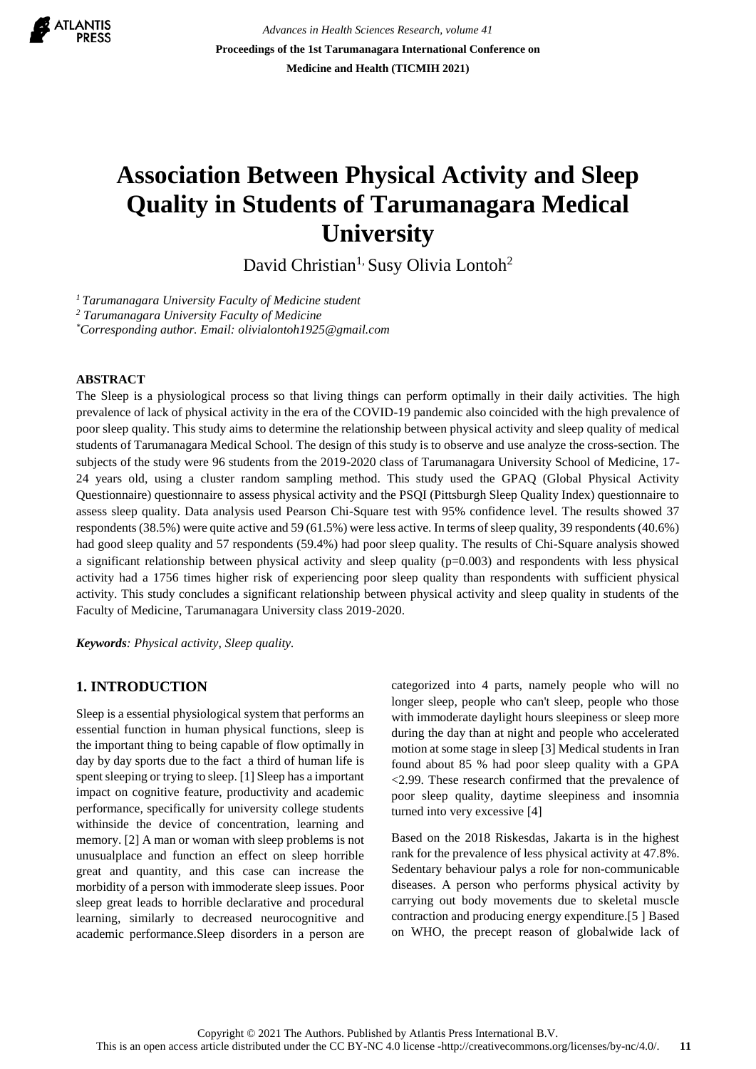# Association Between Physical Activity and Sleep Quality in Students of Tarumanagara Medical University

David Christian[1,] Susy Olivia Lontoh[2]

*[1] Tarumanagara University Faculty of Medicine student*
*[2] Tarumanagara University Faculty of Medicine*
*[*]Corresponding author. Email: olivialontoh1925@gmail.com*

## ABSTRACT

The Sleep is a physiological process so that living things can perform optimally in their daily activities. The high prevalence of lack of physical activity in the era of the COVID-19 pandemic also coincided with the high prevalence of poor sleep quality. This study aims to determine the relationship between physical activity and sleep quality of medical students of Tarumanagara Medical School. The design of this study is to observe and use analyze the cross-section. The subjects of the study were 96 students from the 2019-2020 class of Tarumanagara University School of Medicine, 17-24 years old, using a cluster random sampling method. This study used the GPAQ (Global Physical Activity Questionnaire) questionnaire to assess physical activity and the PSQI (Pittsburgh Sleep Quality Index) questionnaire to assess sleep quality. Data analysis used Pearson Chi-Square test with 95% confidence level. The results showed 37 respondents (38.5%) were quite active and 59 (61.5%) were less active. In terms of sleep quality, 39 respondents (40.6%) had good sleep quality and 57 respondents (59.4%) had poor sleep quality. The results of Chi-Square analysis showed a significant relationship between physical activity and sleep quality (p=0.003) and respondents with less physical activity had a 1756 times higher risk of experiencing poor sleep quality than respondents with sufficient physical activity. This study concludes a significant relationship between physical activity and sleep quality in students of the Faculty of Medicine, Tarumanagara University class 2019-2020.

***Keywords**: Physical activity, Sleep quality.*

## 1. INTRODUCTION

Sleep is a essential physiological system that performs an essential function in human physical functions, sleep is the important thing to being capable of flow optimally in day by day sports due to the fact a third of human life is spent sleeping or trying to sleep. [1] Sleep has a important impact on cognitive feature, productivity and academic performance, specifically for university college students withinside the device of concentration, learning and memory. [2] A man or woman with sleep problems is not unusualplace and function an effect on sleep horrible great and quantity, and this case can increase the morbidity of a person with immoderate sleep issues. Poor sleep great leads to horrible declarative and procedural learning, similarly to decreased neurocognitive and academic performance.Sleep disorders in a person are categorized into 4 parts, namely people who will no longer sleep, people who can't sleep, people who those with immoderate daylight hours sleepiness or sleep more during the day than at night and people who accelerated motion at some stage in sleep [3] Medical students in Iran found about 85 % had poor sleep quality with a GPA <2.99. These research confirmed that the prevalence of poor sleep quality, daytime sleepiness and insomnia turned into very excessive [4]

Based on the 2018 Riskesdas, Jakarta is in the highest rank for the prevalence of less physical activity at 47.8%. Sedentary behaviour palys a role for non-communicable diseases. A person who performs physical activity by carrying out body movements due to skeletal muscle contraction and producing energy expenditure.[5 ] Based on WHO, the precept reason of globalwide lack of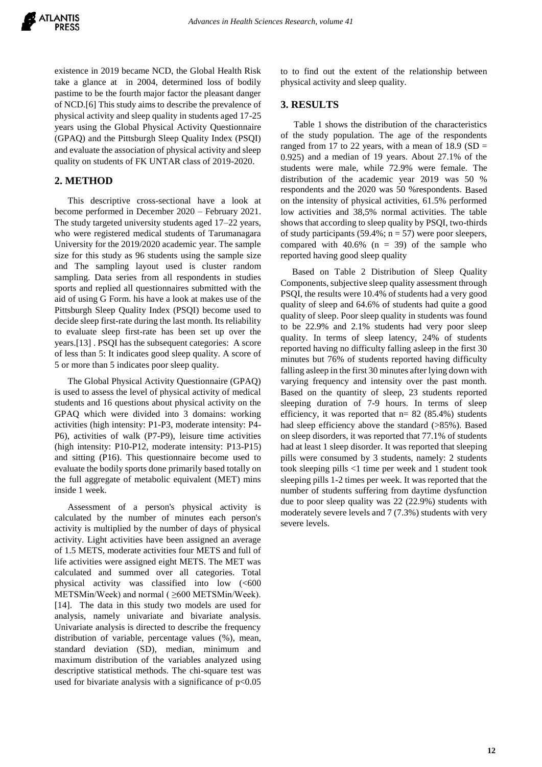existence in 2019 became NCD, the Global Health Risk take a glance at in 2004, determined loss of bodily pastime to be the fourth major factor the pleasant danger of NCD.[6] This study aims to describe the prevalence of physical activity and sleep quality in students aged 17-25 years using the Global Physical Activity Questionnaire (GPAQ) and the Pittsburgh Sleep Quality Index (PSQI) and evaluate the association of physical activity and sleep quality on students of FK UNTAR class of 2019-2020.

## 2. METHOD

This descriptive cross-sectional have a look at become performed in December 2020 – February 2021. The study targeted university students aged 17–22 years, who were registered medical students of Tarumanagara University for the 2019/2020 academic year. The sample size for this study as 96 students using the sample size and The sampling layout used is cluster random sampling. Data series from all respondents in studies sports and replied all questionnaires submitted with the aid of using G Form. his have a look at makes use of the Pittsburgh Sleep Quality Index (PSQI) become used to decide sleep first-rate during the last month. Its reliability to evaluate sleep first-rate has been set up over the years.[13] . PSQI has the subsequent categories: A score of less than 5: It indicates good sleep quality. A score of 5 or more than 5 indicates poor sleep quality.

The Global Physical Activity Questionnaire (GPAQ) is used to assess the level of physical activity of medical students and 16 questions about physical activity on the GPAQ which were divided into 3 domains: working activities (high intensity: P1-P3, moderate intensity: P4-P6), activities of walk (P7-P9), leisure time activities (high intensity: P10-P12, moderate intensity: P13-P15) and sitting (P16). This questionnaire become used to evaluate the bodily sports done primarily based totally on the full aggregate of metabolic equivalent (MET) mins inside 1 week.

Assessment of a person's physical activity is calculated by the number of minutes each person's activity is multiplied by the number of days of physical activity. Light activities have been assigned an average of 1.5 METS, moderate activities four METS and full of life activities were assigned eight METS. The MET was calculated and summed over all categories. Total physical activity was classified into low (<600 METSMin/Week) and normal ( ≥600 METSMin/Week). [14]. The data in this study two models are used for analysis, namely univariate and bivariate analysis. Univariate analysis is directed to describe the frequency distribution of variable, percentage values (%), mean, standard deviation (SD), median, minimum and maximum distribution of the variables analyzed using descriptive statistical methods. The chi-square test was used for bivariate analysis with a significance of $p<0.05$ to to find out the extent of the relationship between physical activity and sleep quality.

## 3. RESULTS

Table 1 shows the distribution of the characteristics of the study population. The age of the respondents ranged from 17 to 22 years, with a mean of 18.9 (SD = 0.925) and a median of 19 years. About 27.1% of the students were male, while 72.9% were female. The distribution of the academic year 2019 was 50 % respondents and the 2020 was 50 %respondents. Based on the intensity of physical activities, 61.5% performed low activities and 38,5% normal activities. The table shows that according to sleep quality by PSQI, two-thirds of study participants (59.4%; n = 57) were poor sleepers, compared with 40.6% (n = 39) of the sample who reported having good sleep quality

Based on Table 2 Distribution of Sleep Quality Components, subjective sleep quality assessment through PSQI, the results were 10.4% of students had a very good quality of sleep and 64.6% of students had quite a good quality of sleep. Poor sleep quality in students was found to be 22.9% and 2.1% students had very poor sleep quality. In terms of sleep latency, 24% of students reported having no difficulty falling asleep in the first 30 minutes but 76% of students reported having difficulty falling asleep in the first 30 minutes after lying down with varying frequency and intensity over the past month. Based on the quantity of sleep, 23 students reported sleeping duration of 7-9 hours. In terms of sleep efficiency, it was reported that n= 82 (85.4%) students had sleep efficiency above the standard (>85%). Based on sleep disorders, it was reported that 77.1% of students had at least 1 sleep disorder. It was reported that sleeping pills were consumed by 3 students, namely: 2 students took sleeping pills <1 time per week and 1 student took sleeping pills 1-2 times per week. It was reported that the number of students suffering from daytime dysfunction due to poor sleep quality was 22 (22.9%) students with moderately severe levels and 7 (7.3%) students with very severe levels.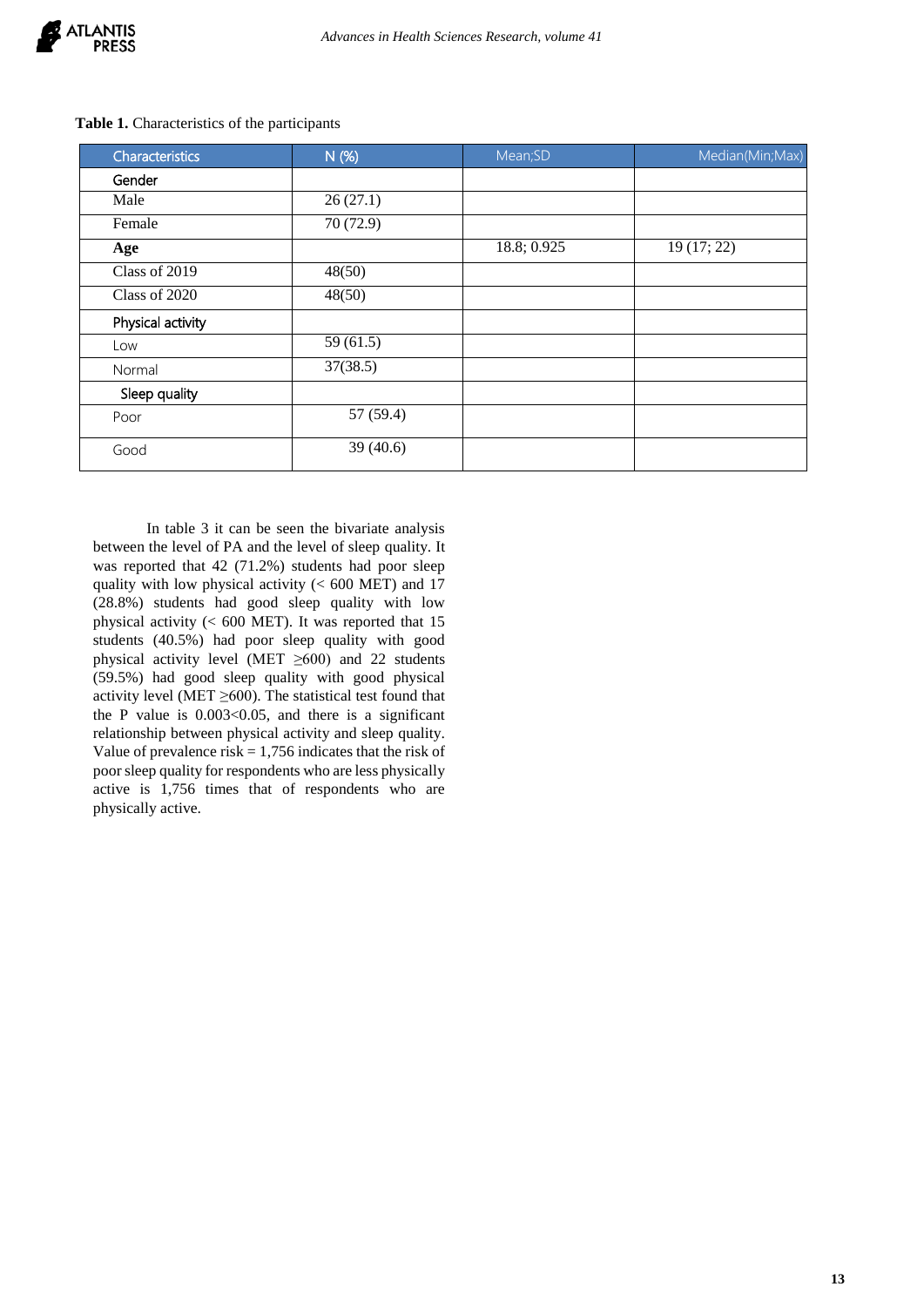**Table 1.** Characteristics of the participants

| Characteristics | N (%) | Mean;SD | Median(Min;Max) |
|---|---|---|---|
| Gender | | | |
| Male | 26 (27.1) | | |
| Female | 70 (72.9) | | |
| **Age** | | 18.8; 0.925 | 19 (17; 22) |
| Class of 2019 | 48(50) | | |
| Class of 2020 | 48(50) | | |
| Physical activity | | | |
| Low | 59 (61.5) | | |
| Normal | 37(38.5) | | |
| Sleep quality | | | |
| Poor | 57 (59.4) | | |
| Good | 39 (40.6) | | |

In table 3 it can be seen the bivariate analysis between the level of PA and the level of sleep quality. It was reported that 42 (71.2%) students had poor sleep quality with low physical activity (< 600 MET) and 17 (28.8%) students had good sleep quality with low physical activity (< 600 MET). It was reported that 15 students (40.5%) had poor sleep quality with good physical activity level (MET ≥600) and 22 students (59.5%) had good sleep quality with good physical activity level (MET ≥600). The statistical test found that the P value is 0.003<0.05, and there is a significant relationship between physical activity and sleep quality. Value of prevalence risk = 1,756 indicates that the risk of poor sleep quality for respondents who are less physically active is 1,756 times that of respondents who are physically active.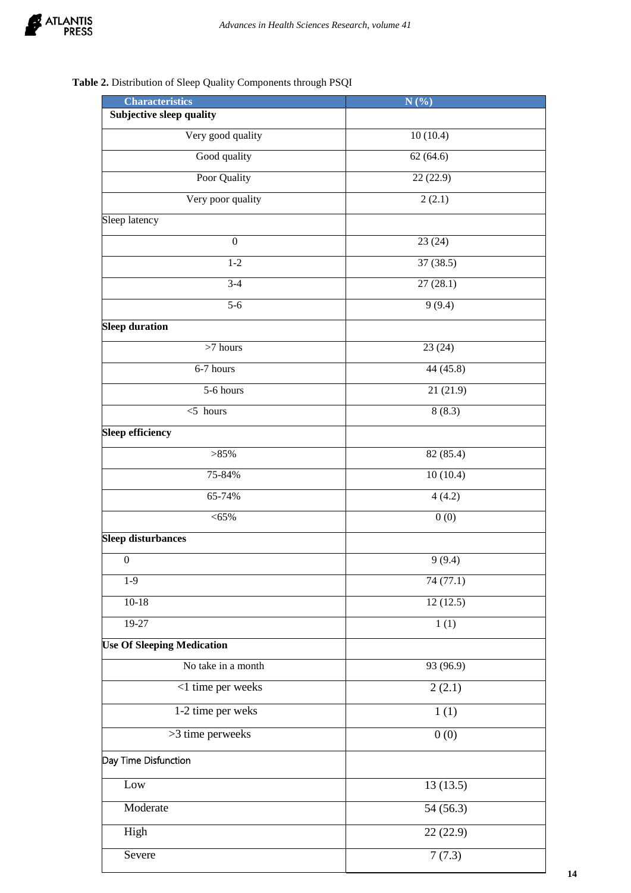**Table 2.** Distribution of Sleep Quality Components through PSQI

| Characteristics | N (%) |
|---|---|
| **Subjective sleep quality** | |
| Very good quality | 10 (10.4) |
| Good quality | 62 (64.6) |
| Poor Quality | 22 (22.9) |
| Very poor quality | 2 (2.1) |
| Sleep latency | |
| 0 | 23 (24) |
| 1-2 | 37 (38.5) |
| 3-4 | 27 (28.1) |
| 5-6 | 9 (9.4) |
| **Sleep duration** | |
| >7 hours | 23 (24) |
| 6-7 hours | 44 (45.8) |
| 5-6 hours | 21 (21.9) |
| <5 hours | 8 (8.3) |
| **Sleep efficiency** | |
| >85% | 82 (85.4) |
| 75-84% | 10 (10.4) |
| 65-74% | 4 (4.2) |
| <65% | 0 (0) |
| **Sleep disturbances** | |
| 0 | 9 (9.4) |
| 1-9 | 74 (77.1) |
| 10-18 | 12 (12.5) |
| 19-27 | 1 (1) |
| **Use Of Sleeping Medication** | |
| No take in a month | 93 (96.9) |
| <1 time per weeks | 2 (2.1) |
| 1-2 time per weks | 1 (1) |
| >3 time perweeks | 0 (0) |
| Day Time Disfunction | |
| Low | 13 (13.5) |
| Moderate | 54 (56.3) |
| High | 22 (22.9) |
| Severe | 7 (7.3) |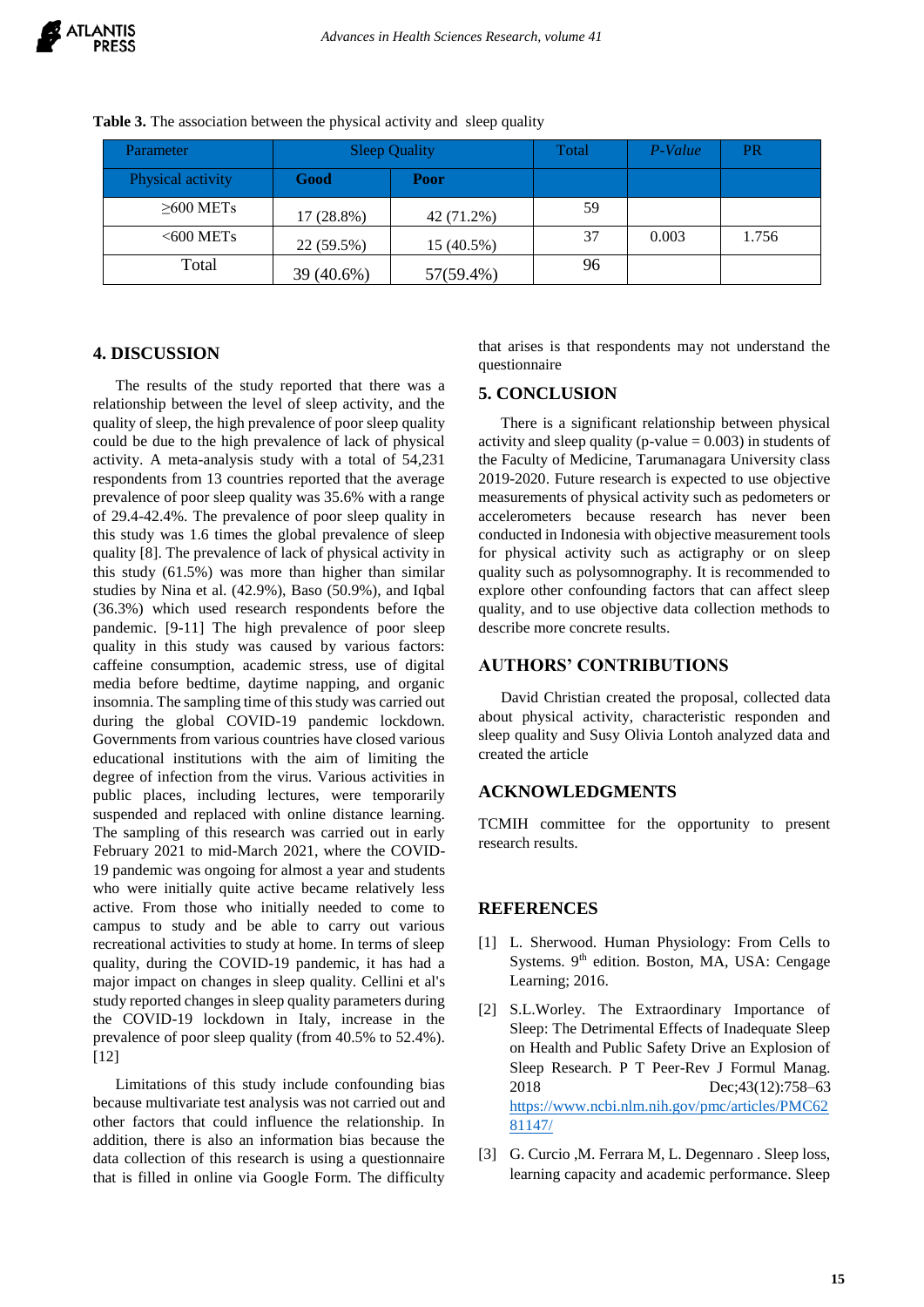**Table 3.** The association between the physical activity and sleep quality

| Parameter | Sleep Quality | | Total | *P-Value* | PR |
|---|---|---|---|---|---|
| Physical activity | **Good** | **Poor** | | | |
| ≥600 METs | 17 (28.8%) | 42 (71.2%) | 59 | | |
| <600 METs | 22 (59.5%) | 15 (40.5%) | 37 | 0.003 | 1.756 |
| Total | 39 (40.6%) | 57(59.4%) | 96 | | |

## 4. DISCUSSION

The results of the study reported that there was a relationship between the level of sleep activity, and the quality of sleep, the high prevalence of poor sleep quality could be due to the high prevalence of lack of physical activity. A meta-analysis study with a total of 54,231 respondents from 13 countries reported that the average prevalence of poor sleep quality was 35.6% with a range of 29.4-42.4%. The prevalence of poor sleep quality in this study was 1.6 times the global prevalence of sleep quality [8]. The prevalence of lack of physical activity in this study (61.5%) was more than higher than similar studies by Nina et al. (42.9%), Baso (50.9%), and Iqbal (36.3%) which used research respondents before the pandemic. [9-11] The high prevalence of poor sleep quality in this study was caused by various factors: caffeine consumption, academic stress, use of digital media before bedtime, daytime napping, and organic insomnia. The sampling time of this study was carried out during the global COVID-19 pandemic lockdown. Governments from various countries have closed various educational institutions with the aim of limiting the degree of infection from the virus. Various activities in public places, including lectures, were temporarily suspended and replaced with online distance learning. The sampling of this research was carried out in early February 2021 to mid-March 2021, where the COVID-19 pandemic was ongoing for almost a year and students who were initially quite active became relatively less active. From those who initially needed to come to campus to study and be able to carry out various recreational activities to study at home. In terms of sleep quality, during the COVID-19 pandemic, it has had a major impact on changes in sleep quality. Cellini et al's study reported changes in sleep quality parameters during the COVID-19 lockdown in Italy, increase in the prevalence of poor sleep quality (from 40.5% to 52.4%). [12]

Limitations of this study include confounding bias because multivariate test analysis was not carried out and other factors that could influence the relationship. In addition, there is also an information bias because the data collection of this research is using a questionnaire that is filled in online via Google Form. The difficulty that arises is that respondents may not understand the questionnaire

## 5. CONCLUSION

There is a significant relationship between physical activity and sleep quality (p-value = 0.003) in students of the Faculty of Medicine, Tarumanagara University class 2019-2020. Future research is expected to use objective measurements of physical activity such as pedometers or accelerometers because research has never been conducted in Indonesia with objective measurement tools for physical activity such as actigraphy or on sleep quality such as polysomnography. It is recommended to explore other confounding factors that can affect sleep quality, and to use objective data collection methods to describe more concrete results.

## AUTHORS' CONTRIBUTIONS

David Christian created the proposal, collected data about physical activity, characteristic responden and sleep quality and Susy Olivia Lontoh analyzed data and created the article

## ACKNOWLEDGMENTS

TCMIH committee for the opportunity to present research results.

## REFERENCES

[1] L. Sherwood. Human Physiology: From Cells to Systems. 9th edition. Boston, MA, USA: Cengage Learning; 2016.

[2] S.L.Worley. The Extraordinary Importance of Sleep: The Detrimental Effects of Inadequate Sleep on Health and Public Safety Drive an Explosion of Sleep Research. P T Peer-Rev J Formul Manag. 2018 Dec;43(12):758–63 https://www.ncbi.nlm.nih.gov/pmc/articles/PMC6281147/

[3] G. Curcio ,M. Ferrara M, L. Degennaro . Sleep loss, learning capacity and academic performance. Sleep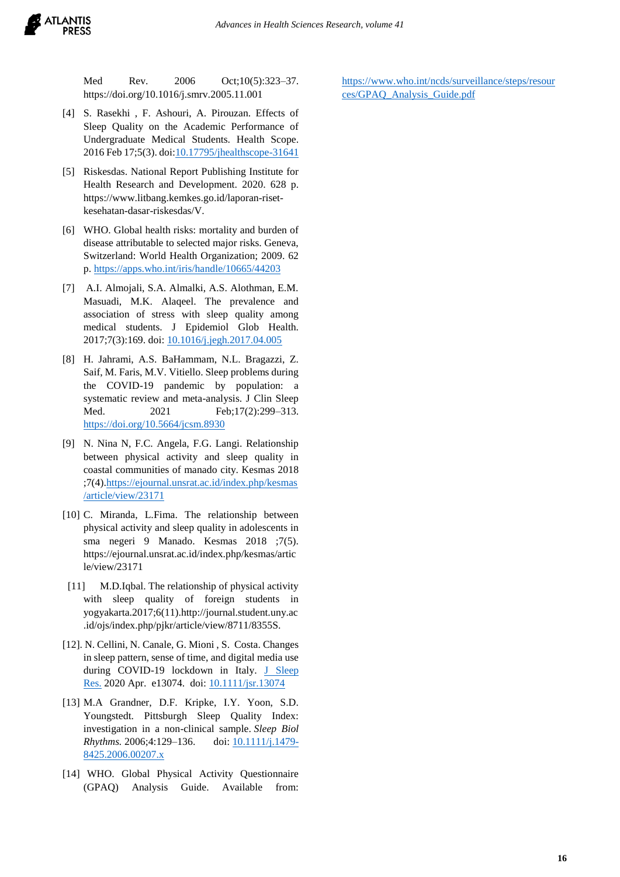Med Rev. 2006 Oct;10(5):323–37. https://doi.org/10.1016/j.smrv.2005.11.001

[4] S. Rasekhi , F. Ashouri, A. Pirouzan. Effects of Sleep Quality on the Academic Performance of Undergraduate Medical Students. Health Scope. 2016 Feb 17;5(3). doi:10.17795/jhealthscope-31641

[5] Riskesdas. National Report Publishing Institute for Health Research and Development. 2020. 628 p. https://www.litbang.kemkes.go.id/laporan-riset-kesehatan-dasar-riskesdas/V.

[6] WHO. Global health risks: mortality and burden of disease attributable to selected major risks. Geneva, Switzerland: World Health Organization; 2009. 62 p. https://apps.who.int/iris/handle/10665/44203

[7] A.I. Almojali, S.A. Almalki, A.S. Alothman, E.M. Masuadi, M.K. Alaqeel. The prevalence and association of stress with sleep quality among medical students. J Epidemiol Glob Health. 2017;7(3):169. doi: 10.1016/j.jegh.2017.04.005

[8] H. Jahrami, A.S. BaHammam, N.L. Bragazzi, Z. Saif, M. Faris, M.V. Vitiello. Sleep problems during the COVID-19 pandemic by population: a systematic review and meta-analysis. J Clin Sleep Med. 2021 Feb;17(2):299–313. https://doi.org/10.5664/jcsm.8930

[9] N. Nina N, F.C. Angela, F.G. Langi. Relationship between physical activity and sleep quality in coastal communities of manado city. Kesmas 2018 ;7(4).https://ejournal.unsrat.ac.id/index.php/kesmas/article/view/23171

[10] C. Miranda, L.Fima. The relationship between physical activity and sleep quality in adolescents in sma negeri 9 Manado. Kesmas 2018 ;7(5). https://ejournal.unsrat.ac.id/index.php/kesmas/article/view/23171

[11] M.D.Iqbal. The relationship of physical activity with sleep quality of foreign students in yogyakarta.2017;6(11).http://journal.student.uny.ac.id/ojs/index.php/pjkr/article/view/8711/8355S.

[12]. N. Cellini, N. Canale, G. Mioni , S. Costa. Changes in sleep pattern, sense of time, and digital media use during COVID-19 lockdown in Italy. J Sleep Res. 2020 Apr. e13074. doi: 10.1111/jsr.13074

[13] M.A Grandner, D.F. Kripke, I.Y. Yoon, S.D. Youngstedt. Pittsburgh Sleep Quality Index: investigation in a non-clinical sample. *Sleep Biol Rhythms.* 2006;4:129–136. doi: 10.1111/j.1479-8425.2006.00207.x

[14] WHO. Global Physical Activity Questionnaire (GPAQ) Analysis Guide. Available from: https://www.who.int/ncds/surveillance/steps/resources/GPAQ_Analysis_Guide.pdf